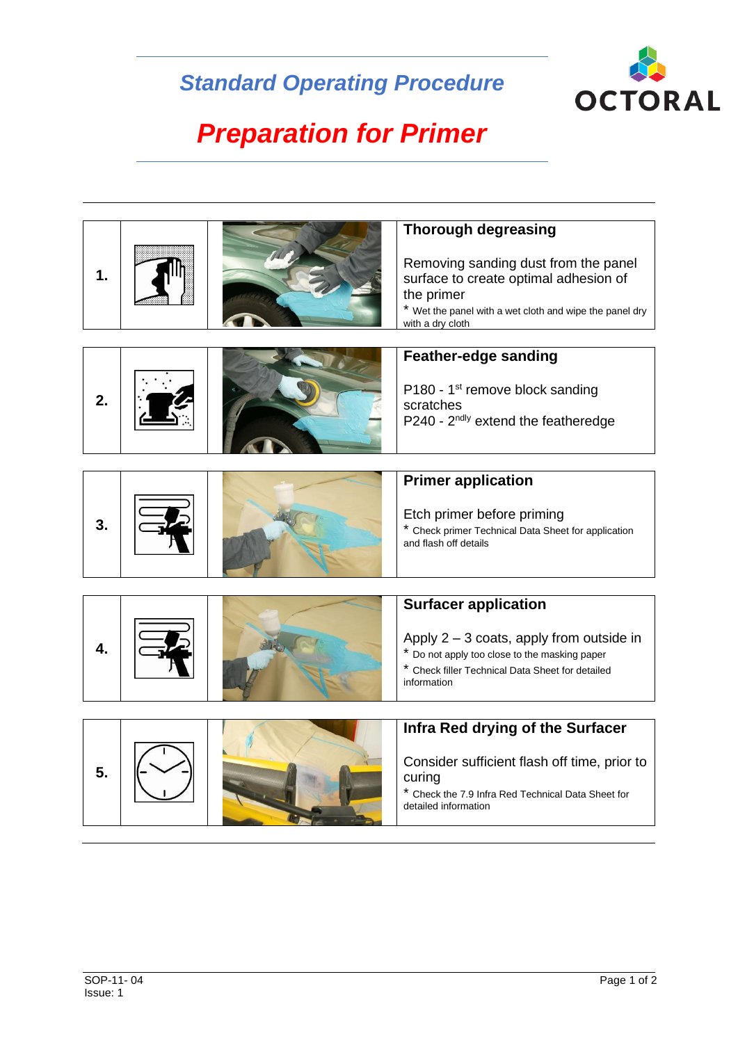# Standard Operating Procedure

# Preparation for Primer

| | | | |
|---|---|---|---|
| **1.** | | | **Thorough degreasing**<br><br>Removing sanding dust from the panel surface to create optimal adhesion of the primer<br>* Wet the panel with a wet cloth and wipe the panel dry with a dry cloth |
| **2.** | | | **Feather-edge sanding**<br><br>P180 - 1st remove block sanding scratches<br>P240 - 2ndly extend the featheredge |
| **3.** | | | **Primer application**<br><br>Etch primer before priming<br>* Check primer Technical Data Sheet for application and flash off details |
| **4.** | | | **Surfacer application**<br><br>Apply 2 – 3 coats, apply from outside in<br>* Do not apply too close to the masking paper<br>* Check filler Technical Data Sheet for detailed information |
| **5.** | | | **Infra Red drying of the Surfacer**<br><br>Consider sufficient flash off time, prior to curing<br>* Check the 7.9 Infra Red Technical Data Sheet for detailed information |

SOP-11- 04
Issue: 1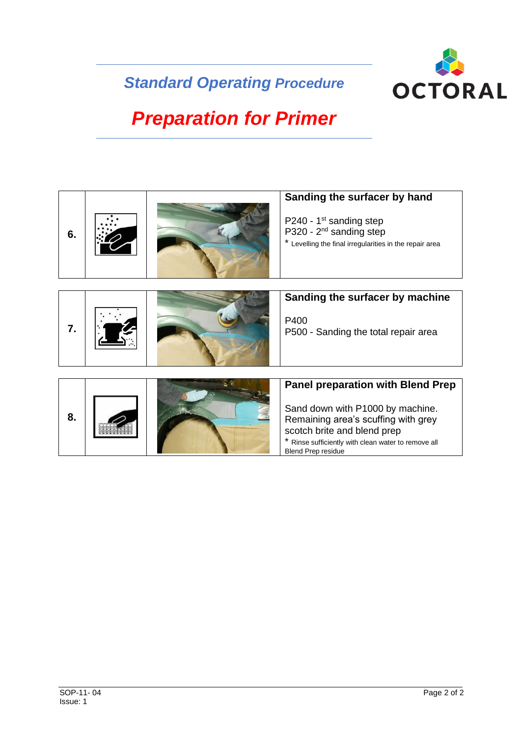*Standard Operating Procedure*

# *Preparation for Primer*

| | | | |
|---|---|---|---|
| **6.** | | | **Sanding the surfacer by hand**<br><br>P240 - 1st sanding step<br>P320 - 2nd sanding step<br>* Levelling the final irregularities in the repair area |
| **7.** | | | **Sanding the surfacer by machine**<br><br>P400<br>P500 - Sanding the total repair area |
| **8.** | | | **Panel preparation with Blend Prep**<br><br>Sand down with P1000 by machine.<br>Remaining area's scuffing with grey scotch brite and blend prep<br>* Rinse sufficiently with clean water to remove all Blend Prep residue |

SOP-11- 04
Issue: 1